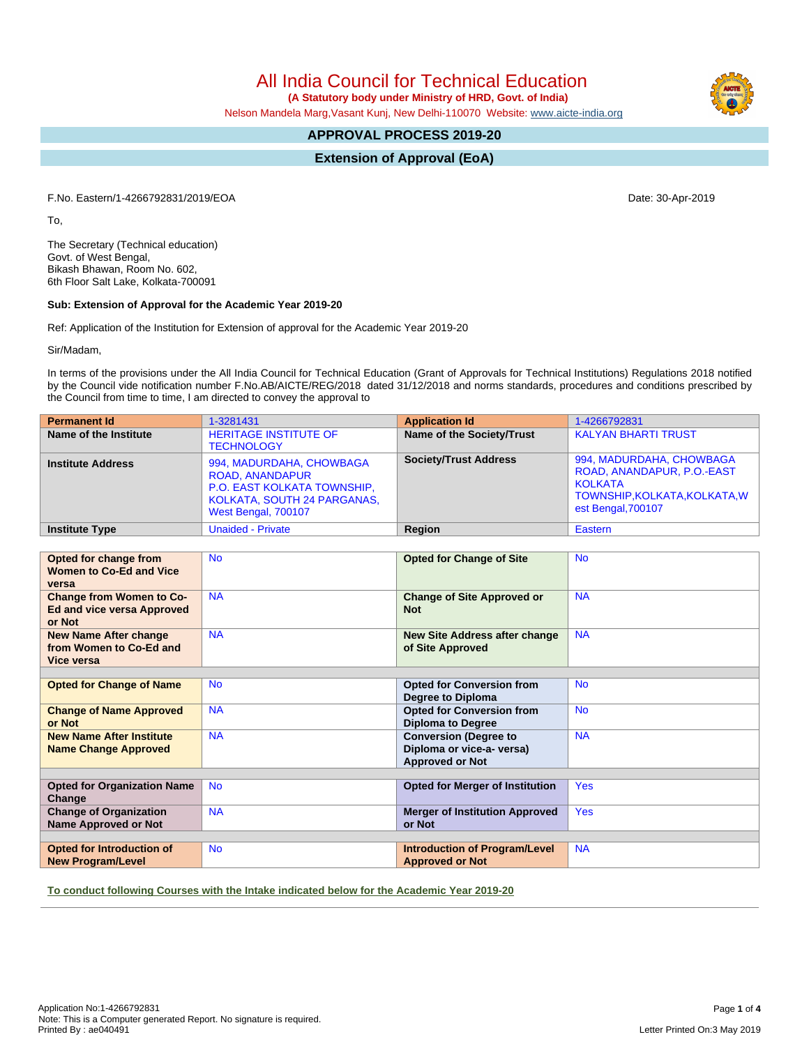# All India Council for Technical Education

**(A Statutory body under Ministry of HRD, Govt. of India)**

Nelson Mandela Marg,Vasant Kunj, New Delhi-110070 Website: www.aicte-india.org

## APPROVAL PROCESS 2019-20

## Extension of Approval (EoA)

F.No. Eastern/1-4266792831/2019/EOA

Date: 30-Apr-2019

To,

The Secretary (Technical education)
Govt. of West Bengal,
Bikash Bhawan, Room No. 602,
6th Floor Salt Lake, Kolkata-700091

**Sub: Extension of Approval for the Academic Year 2019-20**

Ref: Application of the Institution for Extension of approval for the Academic Year 2019-20

Sir/Madam,

In terms of the provisions under the All India Council for Technical Education (Grant of Approvals for Technical Institutions) Regulations 2018 notified by the Council vide notification number F.No.AB/AICTE/REG/2018 dated 31/12/2018 and norms standards, procedures and conditions prescribed by the Council from time to time, I am directed to convey the approval to

| **Permanent Id** | 1-3281431 | **Application Id** | 1-4266792831 |
|---|---|---|---|
| **Name of the Institute** | HERITAGE INSTITUTE OF TECHNOLOGY | **Name of the Society/Trust** | KALYAN BHARTI TRUST |
| **Institute Address** | 994, MADURDAHA, CHOWBAGA ROAD, ANANDAPUR P.O. EAST KOLKATA TOWNSHIP, KOLKATA, SOUTH 24 PARGANAS, West Bengal, 700107 | **Society/Trust Address** | 994, MADURDAHA, CHOWBAGA ROAD, ANANDAPUR, P.O.-EAST KOLKATA TOWNSHIP,KOLKATA,KOLKATA,West Bengal,700107 |
| **Institute Type** | Unaided - Private | **Region** | Eastern |

| | | | |
|---|---|---|---|
| **Opted for change from Women to Co-Ed and Vice versa** | No | **Opted for Change of Site** | No |
| **Change from Women to Co-Ed and vice versa Approved or Not** | NA | **Change of Site Approved or Not** | NA |
| **New Name After change from Women to Co-Ed and Vice versa** | NA | **New Site Address after change of Site Approved** | NA |
| **Opted for Change of Name** | No | **Opted for Conversion from Degree to Diploma** | No |
| **Change of Name Approved or Not** | NA | **Opted for Conversion from Diploma to Degree** | No |
| **New Name After Institute Name Change Approved** | NA | **Conversion (Degree to Diploma or vice-a- versa) Approved or Not** | NA |
| **Opted for Organization Name Change** | No | **Opted for Merger of Institution** | Yes |
| **Change of Organization Name Approved or Not** | NA | **Merger of Institution Approved or Not** | Yes |
| **Opted for Introduction of New Program/Level** | No | **Introduction of Program/Level Approved or Not** | NA |

**To conduct following Courses with the Intake indicated below for the Academic Year 2019-20**

Application No:1-4266792831
Note: This is a Computer generated Report. No signature is required.
Printed By : ae040491

Letter Printed On:3 May 2019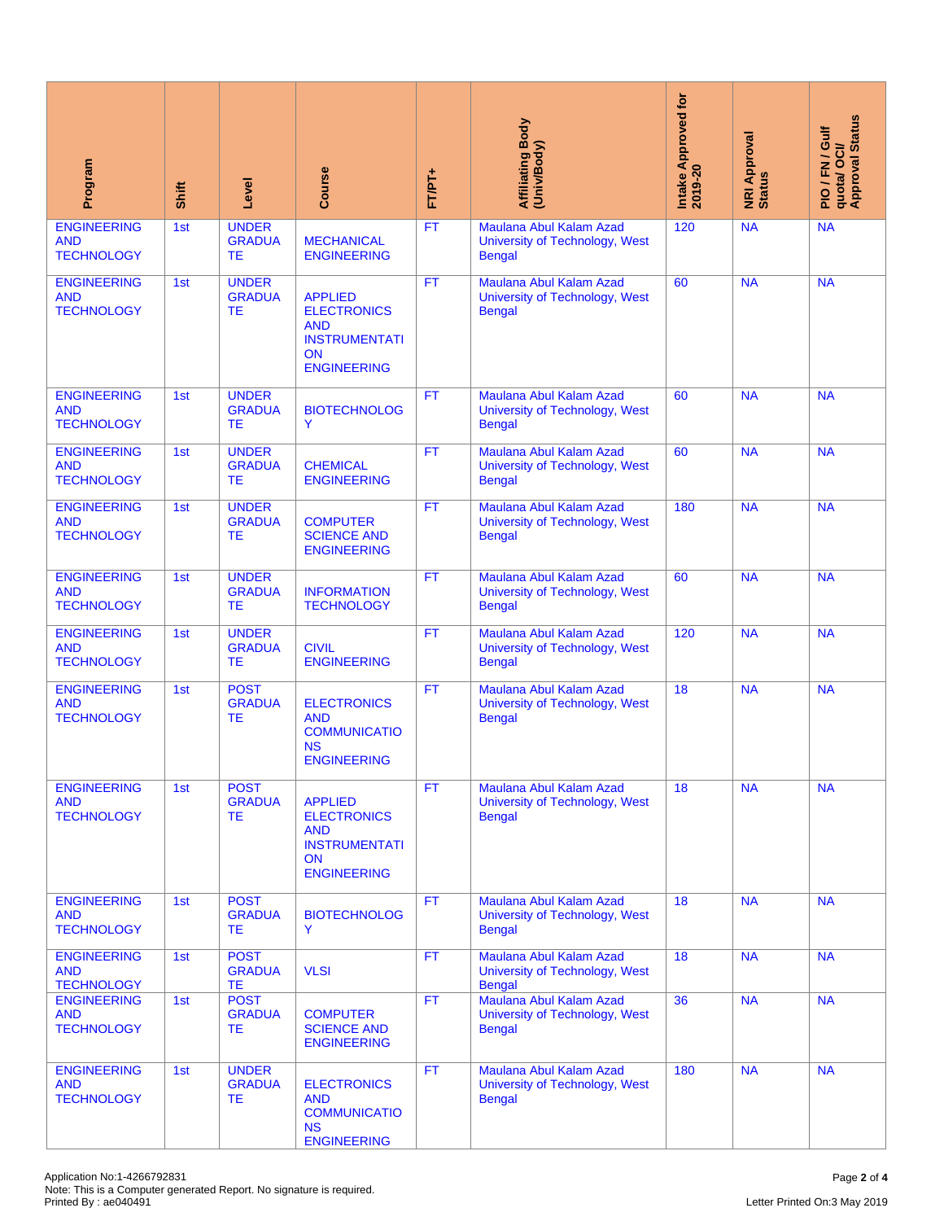| Program | Shift | Level | Course | FT/PT+ | Affiliating Body (Univ/Body) | Intake Approved for 2019-20 | NRI Approval Status | PIO / FN / Gulf quota/ OCI/ Approval Status |
|---|---|---|---|---|---|---|---|---|
| ENGINEERING AND TECHNOLOGY | 1st | UNDER GRADUATE | MECHANICAL ENGINEERING | FT | Maulana Abul Kalam Azad University of Technology, West Bengal | 120 | NA | NA |
| ENGINEERING AND TECHNOLOGY | 1st | UNDER GRADUATE | APPLIED ELECTRONICS AND INSTRUMENTATION ENGINEERING | FT | Maulana Abul Kalam Azad University of Technology, West Bengal | 60 | NA | NA |
| ENGINEERING AND TECHNOLOGY | 1st | UNDER GRADUATE | BIOTECHNOLOGY | FT | Maulana Abul Kalam Azad University of Technology, West Bengal | 60 | NA | NA |
| ENGINEERING AND TECHNOLOGY | 1st | UNDER GRADUATE | CHEMICAL ENGINEERING | FT | Maulana Abul Kalam Azad University of Technology, West Bengal | 60 | NA | NA |
| ENGINEERING AND TECHNOLOGY | 1st | UNDER GRADUATE | COMPUTER SCIENCE AND ENGINEERING | FT | Maulana Abul Kalam Azad University of Technology, West Bengal | 180 | NA | NA |
| ENGINEERING AND TECHNOLOGY | 1st | UNDER GRADUATE | INFORMATION TECHNOLOGY | FT | Maulana Abul Kalam Azad University of Technology, West Bengal | 60 | NA | NA |
| ENGINEERING AND TECHNOLOGY | 1st | UNDER GRADUATE | CIVIL ENGINEERING | FT | Maulana Abul Kalam Azad University of Technology, West Bengal | 120 | NA | NA |
| ENGINEERING AND TECHNOLOGY | 1st | POST GRADUATE | ELECTRONICS AND COMMUNICATIONS ENGINEERING | FT | Maulana Abul Kalam Azad University of Technology, West Bengal | 18 | NA | NA |
| ENGINEERING AND TECHNOLOGY | 1st | POST GRADUATE | APPLIED ELECTRONICS AND INSTRUMENTATION ENGINEERING | FT | Maulana Abul Kalam Azad University of Technology, West Bengal | 18 | NA | NA |
| ENGINEERING AND TECHNOLOGY | 1st | POST GRADUATE | BIOTECHNOLOGY | FT | Maulana Abul Kalam Azad University of Technology, West Bengal | 18 | NA | NA |
| ENGINEERING AND TECHNOLOGY | 1st | POST GRADUATE | VLSI | FT | Maulana Abul Kalam Azad University of Technology, West Bengal | 18 | NA | NA |
| ENGINEERING AND TECHNOLOGY | 1st | POST GRADUATE | COMPUTER SCIENCE AND ENGINEERING | FT | Maulana Abul Kalam Azad University of Technology, West Bengal | 36 | NA | NA |
| ENGINEERING AND TECHNOLOGY | 1st | UNDER GRADUATE | ELECTRONICS AND COMMUNICATIONS ENGINEERING | FT | Maulana Abul Kalam Azad University of Technology, West Bengal | 180 | NA | NA |

Application No:1-4266792831
Note: This is a Computer generated Report. No signature is required.
Printed By : ae040491

Letter Printed On:3 May 2019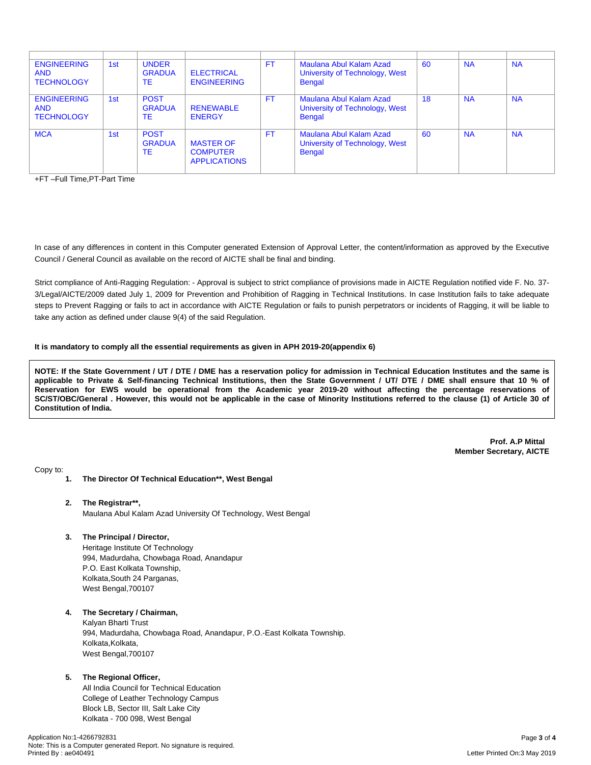| | | | | | | | | |
|---|---|---|---|---|---|---|---|---|
| ENGINEERING AND TECHNOLOGY | 1st | UNDER GRADUATE | ELECTRICAL ENGINEERING | FT | Maulana Abul Kalam Azad University of Technology, West Bengal | 60 | NA | NA |
| ENGINEERING AND TECHNOLOGY | 1st | POST GRADUATE | RENEWABLE ENERGY | FT | Maulana Abul Kalam Azad University of Technology, West Bengal | 18 | NA | NA |
| MCA | 1st | POST GRADUATE | MASTER OF COMPUTER APPLICATIONS | FT | Maulana Abul Kalam Azad University of Technology, West Bengal | 60 | NA | NA |

+FT –Full Time,PT-Part Time

In case of any differences in content in this Computer generated Extension of Approval Letter, the content/information as approved by the Executive Council / General Council as available on the record of AICTE shall be final and binding.

Strict compliance of Anti-Ragging Regulation: - Approval is subject to strict compliance of provisions made in AICTE Regulation notified vide F. No. 37-3/Legal/AICTE/2009 dated July 1, 2009 for Prevention and Prohibition of Ragging in Technical Institutions. In case Institution fails to take adequate steps to Prevent Ragging or fails to act in accordance with AICTE Regulation or fails to punish perpetrators or incidents of Ragging, it will be liable to take any action as defined under clause 9(4) of the said Regulation.

**It is mandatory to comply all the essential requirements as given in APH 2019-20(appendix 6)**

**NOTE: If the State Government / UT / DTE / DME has a reservation policy for admission in Technical Education Institutes and the same is applicable to Private & Self-financing Technical Institutions, then the State Government / UT/ DTE / DME shall ensure that 10 % of Reservation for EWS would be operational from the Academic year 2019-20 without affecting the percentage reservations of SC/ST/OBC/General . However, this would not be applicable in the case of Minority Institutions referred to the clause (1) of Article 30 of Constitution of India.**

**Prof. A.P Mittal**
**Member Secretary, AICTE**

Copy to:

1. **The Director Of Technical Education\*\*, West Bengal**

2. **The Registrar\*\*,**
   Maulana Abul Kalam Azad University Of Technology, West Bengal

3. **The Principal / Director,**
   Heritage Institute Of Technology
   994, Madurdaha, Chowbaga Road, Anandapur
   P.O. East Kolkata Township,
   Kolkata,South 24 Parganas,
   West Bengal,700107

4. **The Secretary / Chairman,**
   Kalyan Bharti Trust
   994, Madurdaha, Chowbaga Road, Anandapur, P.O.-East Kolkata Township.
   Kolkata,Kolkata,
   West Bengal,700107

5. **The Regional Officer,**
   All India Council for Technical Education
   College of Leather Technology Campus
   Block LB, Sector III, Salt Lake City
   Kolkata - 700 098, West Bengal

Application No:1-4266792831
Note: This is a Computer generated Report. No signature is required.
Printed By : ae040491

Letter Printed On:3 May 2019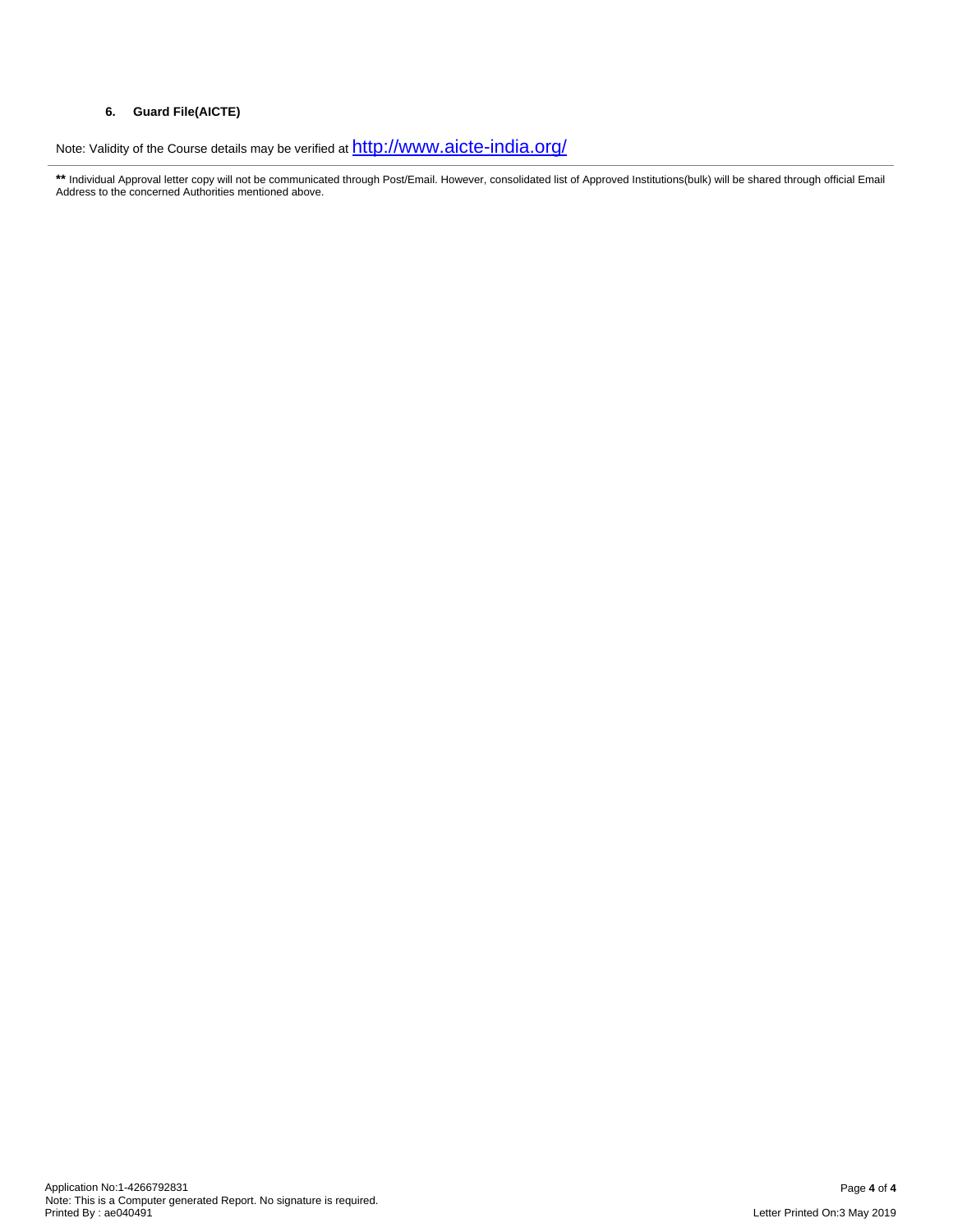6. **Guard File(AICTE)**

Note: Validity of the Course details may be verified at http://www.aicte-india.org/

---

**\*\*** Individual Approval letter copy will not be communicated through Post/Email. However, consolidated list of Approved Institutions(bulk) will be shared through official Email Address to the concerned Authorities mentioned above.

Application No:1-4266792831
Note: This is a Computer generated Report. No signature is required.
Printed By : ae040491

Letter Printed On:3 May 2019